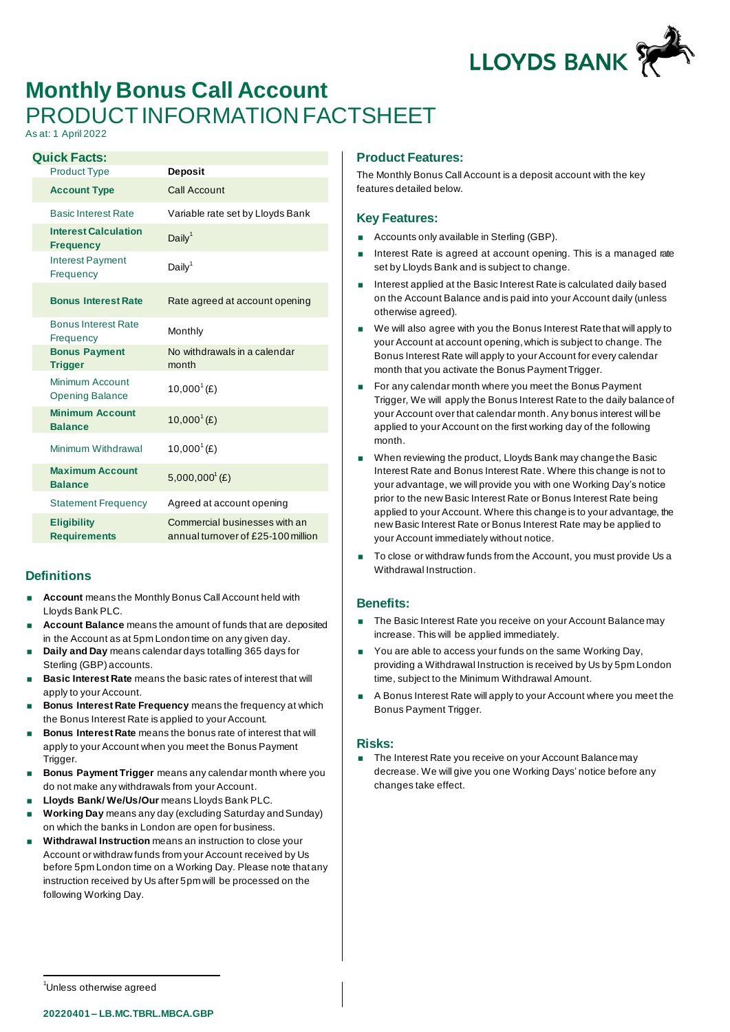LLOYDS BANK

# Monthly Bonus Call Account

## PRODUCT INFORMATION FACTSHEET

As at: 1 April 2022

### Quick Facts:

| | |
|---|---|
| Product Type | **Deposit** |
| **Account Type** | Call Account |
| Basic Interest Rate | Variable rate set by Lloyds Bank |
| **Interest Calculation Frequency** | Daily[1] |
| Interest Payment Frequency | Daily[1] |
| **Bonus Interest Rate** | Rate agreed at account opening |
| Bonus Interest Rate Frequency | Monthly |
| **Bonus Payment Trigger** | No withdrawals in a calendar month |
| Minimum Account Opening Balance | 10,000[1] (£) |
| **Minimum Account Balance** | 10,000[1] (£) |
| Minimum Withdrawal | 10,000[1] (£) |
| **Maximum Account Balance** | 5,000,000[1] (£) |
| Statement Frequency | Agreed at account opening |
| **Eligibility Requirements** | Commercial businesses with an annual turnover of £25-100 million |

### Definitions

- **Account** means the Monthly Bonus Call Account held with Lloyds Bank PLC.
- **Account Balance** means the amount of funds that are deposited in the Account as at 5pm London time on any given day.
- **Daily and Day** means calendar days totalling 365 days for Sterling (GBP) accounts.
- **Basic Interest Rate** means the basic rates of interest that will apply to your Account.
- **Bonus Interest Rate Frequency** means the frequency at which the Bonus Interest Rate is applied to your Account.
- **Bonus Interest Rate** means the bonus rate of interest that will apply to your Account when you meet the Bonus Payment Trigger.
- **Bonus Payment Trigger** means any calendar month where you do not make any withdrawals from your Account.
- **Lloyds Bank/ We/Us/Our** means Lloyds Bank PLC.
- **Working Day** means any day (excluding Saturday and Sunday) on which the banks in London are open for business.
- **Withdrawal Instruction** means an instruction to close your Account or withdraw funds from your Account received by Us before 5pm London time on a Working Day. Please note that any instruction received by Us after 5pm will be processed on the following Working Day.

### Product Features:

The Monthly Bonus Call Account is a deposit account with the key features detailed below.

### Key Features:

- Accounts only available in Sterling (GBP).
- Interest Rate is agreed at account opening. This is a managed rate set by Lloyds Bank and is subject to change.
- Interest applied at the Basic Interest Rate is calculated daily based on the Account Balance and is paid into your Account daily (unless otherwise agreed).
- We will also agree with you the Bonus Interest Rate that will apply to your Account at account opening, which is subject to change. The Bonus Interest Rate will apply to your Account for every calendar month that you activate the Bonus Payment Trigger.
- For any calendar month where you meet the Bonus Payment Trigger, We will apply the Bonus Interest Rate to the daily balance of your Account over that calendar month. Any bonus interest will be applied to your Account on the first working day of the following month.
- When reviewing the product, Lloyds Bank may change the Basic Interest Rate and Bonus Interest Rate. Where this change is not to your advantage, we will provide you with one Working Day's notice prior to the new Basic Interest Rate or Bonus Interest Rate being applied to your Account. Where this change is to your advantage, the new Basic Interest Rate or Bonus Interest Rate may be applied to your Account immediately without notice.
- To close or withdraw funds from the Account, you must provide Us a Withdrawal Instruction.

### Benefits:

- The Basic Interest Rate you receive on your Account Balance may increase. This will be applied immediately.
- You are able to access your funds on the same Working Day, providing a Withdrawal Instruction is received by Us by 5pm London time, subject to the Minimum Withdrawal Amount.
- A Bonus Interest Rate will apply to your Account where you meet the Bonus Payment Trigger.

### Risks:

- The Interest Rate you receive on your Account Balance may decrease. We will give you one Working Days' notice before any changes take effect.

[1]Unless otherwise agreed

20220401 – LB.MC.TBRL.MBCA.GBP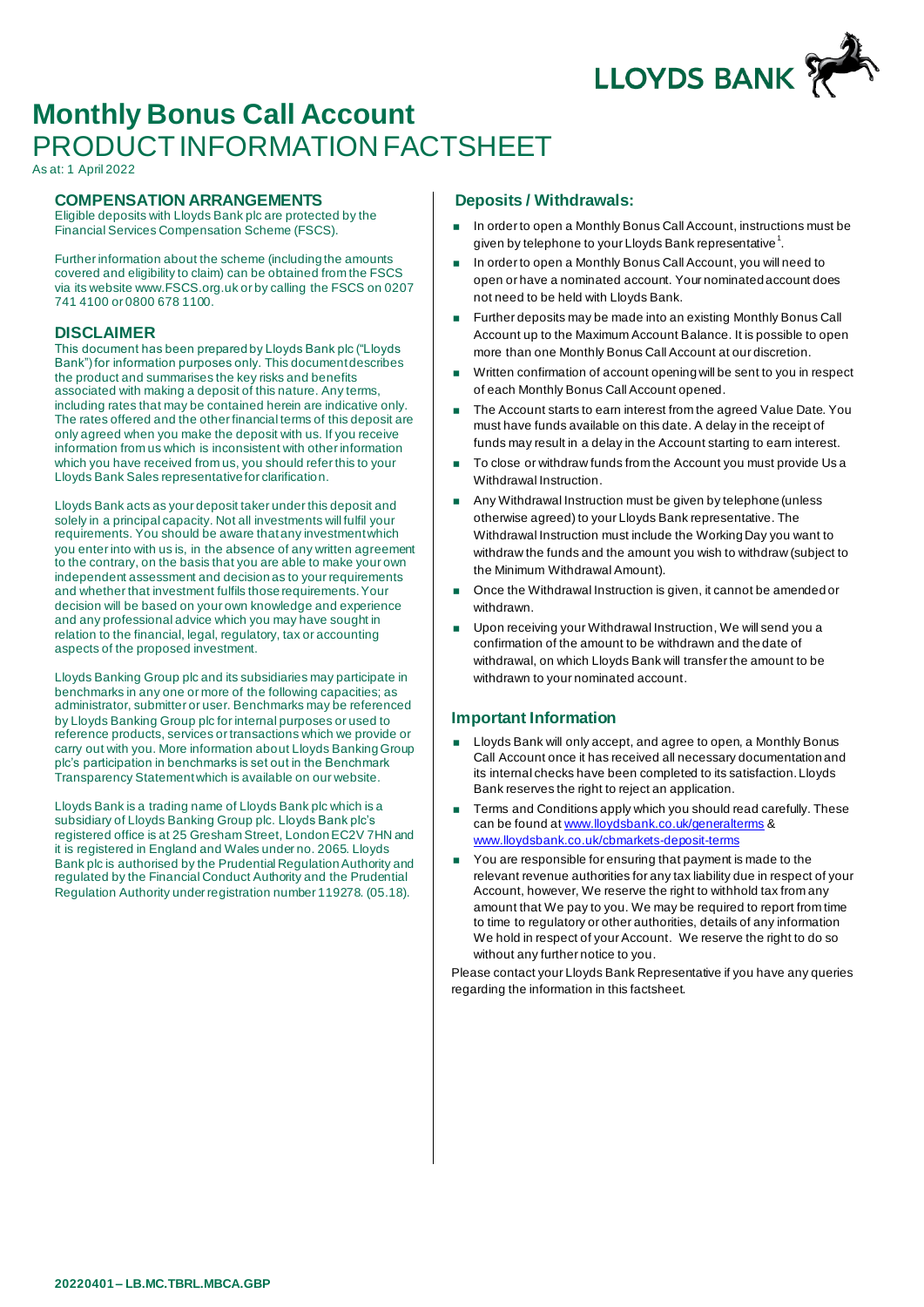# Monthly Bonus Call Account

PRODUCT INFORMATION FACTSHEET

As at: 1 April 2022

## COMPENSATION ARRANGEMENTS

Eligible deposits with Lloyds Bank plc are protected by the Financial Services Compensation Scheme (FSCS).

Further information about the scheme (including the amounts covered and eligibility to claim) can be obtained from the FSCS via its website www.FSCS.org.uk or by calling the FSCS on 0207 741 4100 or 0800 678 1100.

## DISCLAIMER

This document has been prepared by Lloyds Bank plc ("Lloyds Bank") for information purposes only. This document describes the product and summarises the key risks and benefits associated with making a deposit of this nature. Any terms, including rates that may be contained herein are indicative only. The rates offered and the other financial terms of this deposit are only agreed when you make the deposit with us. If you receive information from us which is inconsistent with other information which you have received from us, you should refer this to your Lloyds Bank Sales representative for clarification.

Lloyds Bank acts as your deposit taker under this deposit and solely in a principal capacity. Not all investments will fulfil your requirements. You should be aware that any investment which you enter into with us is, in the absence of any written agreement to the contrary, on the basis that you are able to make your own independent assessment and decision as to your requirements and whether that investment fulfils those requirements. Your decision will be based on your own knowledge and experience and any professional advice which you may have sought in relation to the financial, legal, regulatory, tax or accounting aspects of the proposed investment.

Lloyds Banking Group plc and its subsidiaries may participate in benchmarks in any one or more of the following capacities; as administrator, submitter or user. Benchmarks may be referenced by Lloyds Banking Group plc for internal purposes or used to reference products, services or transactions which we provide or carry out with you. More information about Lloyds Banking Group plc's participation in benchmarks is set out in the Benchmark Transparency Statement which is available on our website.

Lloyds Bank is a trading name of Lloyds Bank plc which is a subsidiary of Lloyds Banking Group plc. Lloyds Bank plc's registered office is at 25 Gresham Street, London EC2V 7HN and it is registered in England and Wales under no. 2065. Lloyds Bank plc is authorised by the Prudential Regulation Authority and regulated by the Financial Conduct Authority and the Prudential Regulation Authority under registration number 119278. (05.18).

## Deposits / Withdrawals:

- In order to open a Monthly Bonus Call Account, instructions must be given by telephone to your Lloyds Bank representative[1].
- In order to open a Monthly Bonus Call Account, you will need to open or have a nominated account. Your nominated account does not need to be held with Lloyds Bank.
- Further deposits may be made into an existing Monthly Bonus Call Account up to the Maximum Account Balance. It is possible to open more than one Monthly Bonus Call Account at our discretion.
- Written confirmation of account opening will be sent to you in respect of each Monthly Bonus Call Account opened.
- The Account starts to earn interest from the agreed Value Date. You must have funds available on this date. A delay in the receipt of funds may result in a delay in the Account starting to earn interest.
- To close or withdraw funds from the Account you must provide Us a Withdrawal Instruction.
- Any Withdrawal Instruction must be given by telephone (unless otherwise agreed) to your Lloyds Bank representative. The Withdrawal Instruction must include the Working Day you want to withdraw the funds and the amount you wish to withdraw (subject to the Minimum Withdrawal Amount).
- Once the Withdrawal Instruction is given, it cannot be amended or withdrawn.
- Upon receiving your Withdrawal Instruction, We will send you a confirmation of the amount to be withdrawn and the date of withdrawal, on which Lloyds Bank will transfer the amount to be withdrawn to your nominated account.

## Important Information

- Lloyds Bank will only accept, and agree to open, a Monthly Bonus Call Account once it has received all necessary documentation and its internal checks have been completed to its satisfaction. Lloyds Bank reserves the right to reject an application.
- Terms and Conditions apply which you should read carefully. These can be found at www.lloydsbank.co.uk/generalterms & www.lloydsbank.co.uk/cbmarkets-deposit-terms
- You are responsible for ensuring that payment is made to the relevant revenue authorities for any tax liability due in respect of your Account, however, We reserve the right to withhold tax from any amount that We pay to you. We may be required to report from time to time to regulatory or other authorities, details of any information We hold in respect of your Account. We reserve the right to do so without any further notice to you.

Please contact your Lloyds Bank Representative if you have any queries regarding the information in this factsheet.

**20220401 – LB.MC.TBRL.MBCA.GBP**